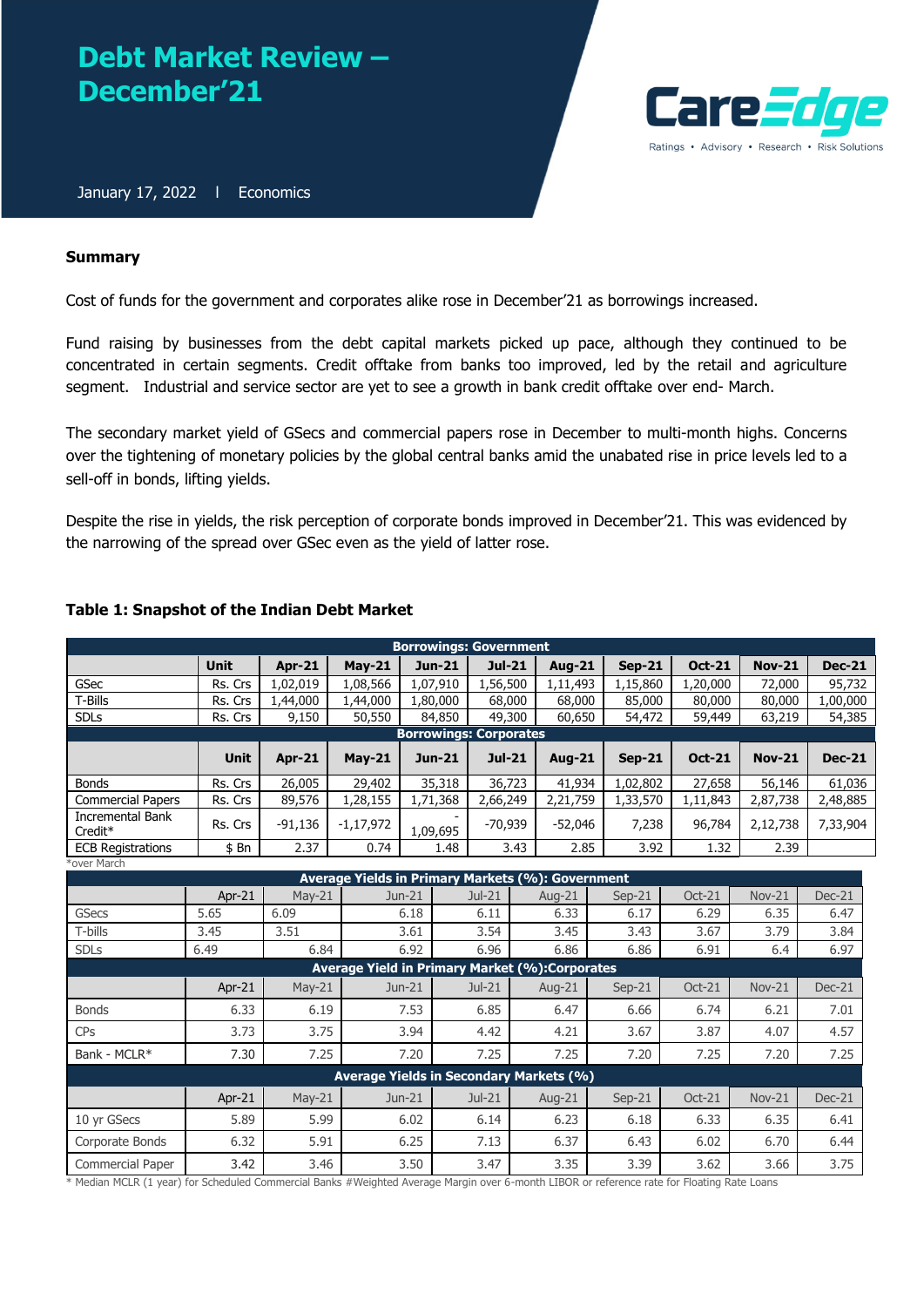# Debt Market Review – December'21

January 17, 2022 | Economics

**Summary**

Cost of funds for the government and corporates alike rose in December'21 as borrowings increased.

Fund raising by businesses from the debt capital markets picked up pace, although they continued to be concentrated in certain segments. Credit offtake from banks too improved, led by the retail and agriculture segment. Industrial and service sector are yet to see a growth in bank credit offtake over end- March.

The secondary market yield of GSecs and commercial papers rose in December to multi-month highs. Concerns over the tightening of monetary policies by the global central banks amid the unabated rise in price levels led to a sell-off in bonds, lifting yields.

Despite the rise in yields, the risk perception of corporate bonds improved in December'21. This was evidenced by the narrowing of the spread over GSec even as the yield of latter rose.

### Table 1: Snapshot of the Indian Debt Market

| Borrowings: Government | | | | | | | | | | |
|---|---|---|---|---|---|---|---|---|---|---|
| | Unit | Apr-21 | May-21 | Jun-21 | Jul-21 | Aug-21 | Sep-21 | Oct-21 | Nov-21 | Dec-21 |
| GSec | Rs. Crs | 1,02,019 | 1,08,566 | 1,07,910 | 1,56,500 | 1,11,493 | 1,15,860 | 1,20,000 | 72,000 | 95,732 |
| T-Bills | Rs. Crs | 1,44,000 | 1,44,000 | 1,80,000 | 68,000 | 68,000 | 85,000 | 80,000 | 80,000 | 1,00,000 |
| SDLs | Rs. Crs | 9,150 | 50,550 | 84,850 | 49,300 | 60,650 | 54,472 | 59,449 | 63,219 | 54,385 |
| **Borrowings: Corporates** | | | | | | | | | | |
| | Unit | Apr-21 | May-21 | Jun-21 | Jul-21 | Aug-21 | Sep-21 | Oct-21 | Nov-21 | Dec-21 |
| Bonds | Rs. Crs | 26,005 | 29,402 | 35,318 | 36,723 | 41,934 | 1,02,802 | 27,658 | 56,146 | 61,036 |
| Commercial Papers | Rs. Crs | 89,576 | 1,28,155 | 1,71,368 | 2,66,249 | 2,21,759 | 1,33,570 | 1,11,843 | 2,87,738 | 2,48,885 |
| Incremental Bank Credit* | Rs. Crs | -91,136 | -1,17,972 | -1,09,695 | -70,939 | -52,046 | 7,238 | 96,784 | 2,12,738 | 7,33,904 |
| ECB Registrations | $ Bn | 2.37 | 0.74 | 1.48 | 3.43 | 2.85 | 3.92 | 1.32 | 2.39 | |

*over March

| Average Yields in Primary Markets (%): Government | | | | | | | | | |
|---|---|---|---|---|---|---|---|---|---|
| | Apr-21 | May-21 | Jun-21 | Jul-21 | Aug-21 | Sep-21 | Oct-21 | Nov-21 | Dec-21 |
| GSecs | 5.65 | 6.09 | 6.18 | 6.11 | 6.33 | 6.17 | 6.29 | 6.35 | 6.47 |
| T-bills | 3.45 | 3.51 | 3.61 | 3.54 | 3.45 | 3.43 | 3.67 | 3.79 | 3.84 |
| SDLs | 6.49 | 6.84 | 6.92 | 6.96 | 6.86 | 6.86 | 6.91 | 6.4 | 6.97 |
| **Average Yield in Primary Market (%):Corporates** | | | | | | | | | |
| | Apr-21 | May-21 | Jun-21 | Jul-21 | Aug-21 | Sep-21 | Oct-21 | Nov-21 | Dec-21 |
| Bonds | 6.33 | 6.19 | 7.53 | 6.85 | 6.47 | 6.66 | 6.74 | 6.21 | 7.01 |
| CPs | 3.73 | 3.75 | 3.94 | 4.42 | 4.21 | 3.67 | 3.87 | 4.07 | 4.57 |
| Bank - MCLR* | 7.30 | 7.25 | 7.20 | 7.25 | 7.25 | 7.20 | 7.25 | 7.20 | 7.25 |
| **Average Yields in Secondary Markets (%)** | | | | | | | | | |
| | Apr-21 | May-21 | Jun-21 | Jul-21 | Aug-21 | Sep-21 | Oct-21 | Nov-21 | Dec-21 |
| 10 yr GSecs | 5.89 | 5.99 | 6.02 | 6.14 | 6.23 | 6.18 | 6.33 | 6.35 | 6.41 |
| Corporate Bonds | 6.32 | 5.91 | 6.25 | 7.13 | 6.37 | 6.43 | 6.02 | 6.70 | 6.44 |
| Commercial Paper | 3.42 | 3.46 | 3.50 | 3.47 | 3.35 | 3.39 | 3.62 | 3.66 | 3.75 |

* Median MCLR (1 year) for Scheduled Commercial Banks #Weighted Average Margin over 6-month LIBOR or reference rate for Floating Rate Loans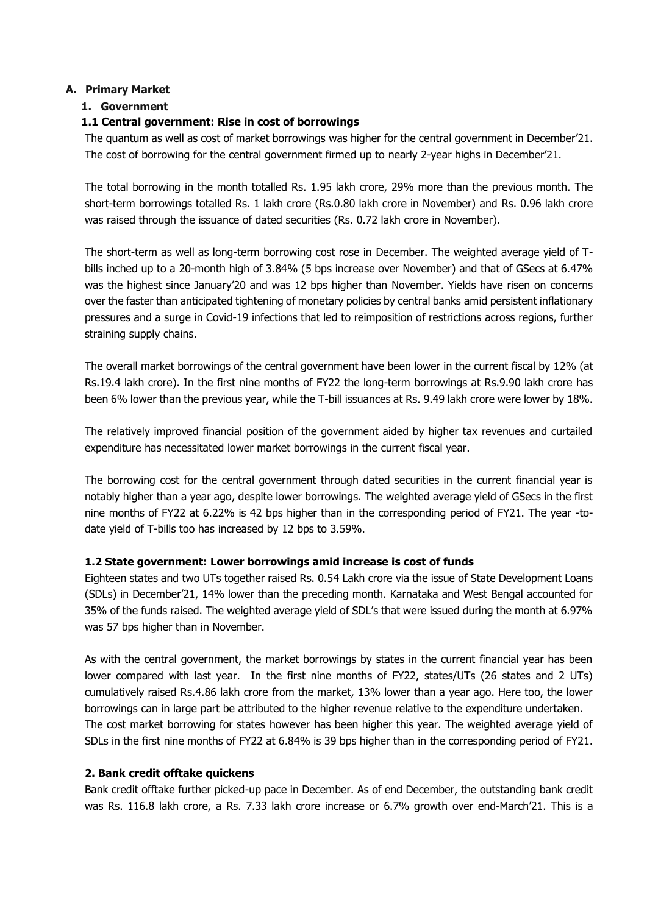## A. Primary Market

### 1. Government

#### 1.1 Central government: Rise in cost of borrowings

The quantum as well as cost of market borrowings was higher for the central government in December'21. The cost of borrowing for the central government firmed up to nearly 2-year highs in December'21.

The total borrowing in the month totalled Rs. 1.95 lakh crore, 29% more than the previous month. The short-term borrowings totalled Rs. 1 lakh crore (Rs.0.80 lakh crore in November) and Rs. 0.96 lakh crore was raised through the issuance of dated securities (Rs. 0.72 lakh crore in November).

The short-term as well as long-term borrowing cost rose in December. The weighted average yield of T-bills inched up to a 20-month high of 3.84% (5 bps increase over November) and that of GSecs at 6.47% was the highest since January'20 and was 12 bps higher than November. Yields have risen on concerns over the faster than anticipated tightening of monetary policies by central banks amid persistent inflationary pressures and a surge in Covid-19 infections that led to reimposition of restrictions across regions, further straining supply chains.

The overall market borrowings of the central government have been lower in the current fiscal by 12% (at Rs.19.4 lakh crore). In the first nine months of FY22 the long-term borrowings at Rs.9.90 lakh crore has been 6% lower than the previous year, while the T-bill issuances at Rs. 9.49 lakh crore were lower by 18%.

The relatively improved financial position of the government aided by higher tax revenues and curtailed expenditure has necessitated lower market borrowings in the current fiscal year.

The borrowing cost for the central government through dated securities in the current financial year is notably higher than a year ago, despite lower borrowings. The weighted average yield of GSecs in the first nine months of FY22 at 6.22% is 42 bps higher than in the corresponding period of FY21. The year -to-date yield of T-bills too has increased by 12 bps to 3.59%.

#### 1.2 State government: Lower borrowings amid increase is cost of funds

Eighteen states and two UTs together raised Rs. 0.54 Lakh crore via the issue of State Development Loans (SDLs) in December'21, 14% lower than the preceding month. Karnataka and West Bengal accounted for 35% of the funds raised. The weighted average yield of SDL's that were issued during the month at 6.97% was 57 bps higher than in November.

As with the central government, the market borrowings by states in the current financial year has been lower compared with last year. In the first nine months of FY22, states/UTs (26 states and 2 UTs) cumulatively raised Rs.4.86 lakh crore from the market, 13% lower than a year ago. Here too, the lower borrowings can in large part be attributed to the higher revenue relative to the expenditure undertaken.
The cost market borrowing for states however has been higher this year. The weighted average yield of SDLs in the first nine months of FY22 at 6.84% is 39 bps higher than in the corresponding period of FY21.

### 2. Bank credit offtake quickens

Bank credit offtake further picked-up pace in December. As of end December, the outstanding bank credit was Rs. 116.8 lakh crore, a Rs. 7.33 lakh crore increase or 6.7% growth over end-March'21. This is a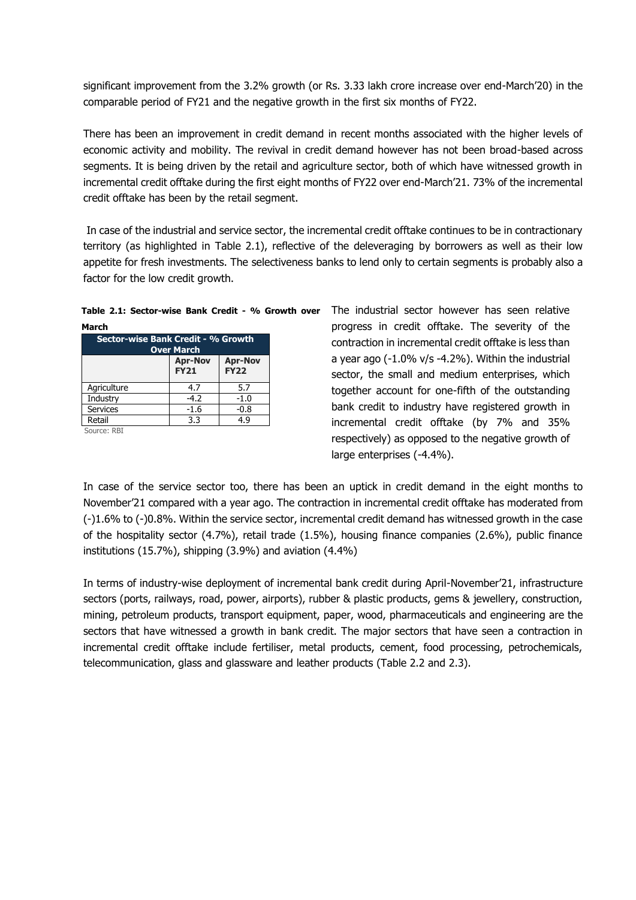significant improvement from the 3.2% growth (or Rs. 3.33 lakh crore increase over end-March'20) in the comparable period of FY21 and the negative growth in the first six months of FY22.

There has been an improvement in credit demand in recent months associated with the higher levels of economic activity and mobility. The revival in credit demand however has not been broad-based across segments. It is being driven by the retail and agriculture sector, both of which have witnessed growth in incremental credit offtake during the first eight months of FY22 over end-March'21. 73% of the incremental credit offtake has been by the retail segment.

In case of the industrial and service sector, the incremental credit offtake continues to be in contractionary territory (as highlighted in Table 2.1), reflective of the deleveraging by borrowers as well as their low appetite for fresh investments. The selectiveness banks to lend only to certain segments is probably also a factor for the low credit growth.

**Table 2.1: Sector-wise Bank Credit - % Growth over March**

| Sector-wise Bank Credit - % Growth Over March | | |
|---|---|---|
| | Apr-Nov FY21 | Apr-Nov FY22 |
| Agriculture | 4.7 | 5.7 |
| Industry | -4.2 | -1.0 |
| Services | -1.6 | -0.8 |
| Retail | 3.3 | 4.9 |

Source: RBI

The industrial sector however has seen relative progress in credit offtake. The severity of the contraction in incremental credit offtake is less than a year ago (-1.0% v/s -4.2%). Within the industrial sector, the small and medium enterprises, which together account for one-fifth of the outstanding bank credit to industry have registered growth in incremental credit offtake (by 7% and 35% respectively) as opposed to the negative growth of large enterprises (-4.4%).

In case of the service sector too, there has been an uptick in credit demand in the eight months to November'21 compared with a year ago. The contraction in incremental credit offtake has moderated from (-)1.6% to (-)0.8%. Within the service sector, incremental credit demand has witnessed growth in the case of the hospitality sector (4.7%), retail trade (1.5%), housing finance companies (2.6%), public finance institutions (15.7%), shipping (3.9%) and aviation (4.4%)

In terms of industry-wise deployment of incremental bank credit during April-November'21, infrastructure sectors (ports, railways, road, power, airports), rubber & plastic products, gems & jewellery, construction, mining, petroleum products, transport equipment, paper, wood, pharmaceuticals and engineering are the sectors that have witnessed a growth in bank credit. The major sectors that have seen a contraction in incremental credit offtake include fertiliser, metal products, cement, food processing, petrochemicals, telecommunication, glass and glassware and leather products (Table 2.2 and 2.3).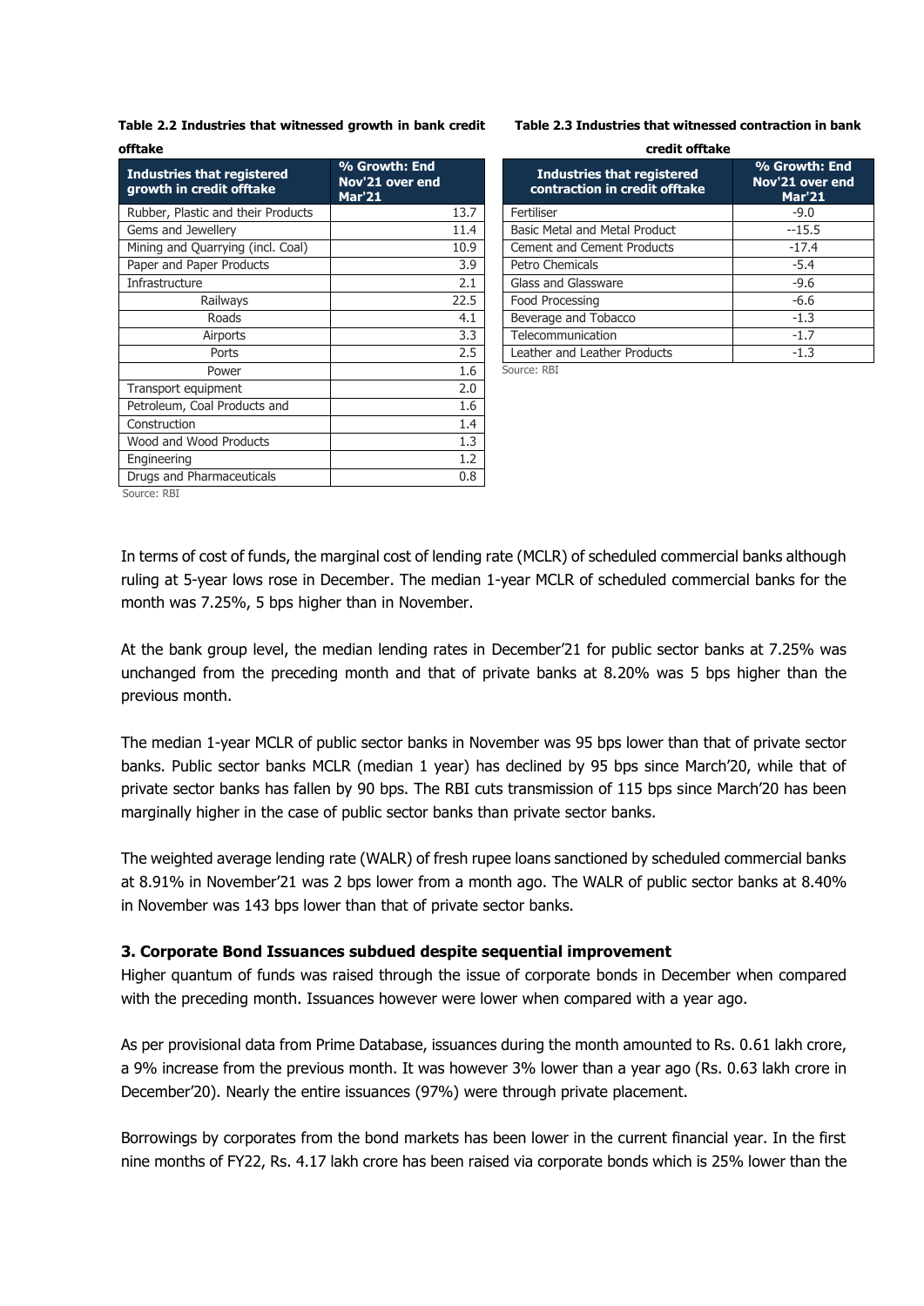**Table 2.2 Industries that witnessed growth in bank credit offtake**

| Industries that registered growth in credit offtake | % Growth: End Nov'21 over end Mar'21 |
|---|---|
| Rubber, Plastic and their Products | 13.7 |
| Gems and Jewellery | 11.4 |
| Mining and Quarrying (incl. Coal) | 10.9 |
| Paper and Paper Products | 3.9 |
| Infrastructure | 2.1 |
| Railways | 22.5 |
| Roads | 4.1 |
| Airports | 3.3 |
| Ports | 2.5 |
| Power | 1.6 |
| Transport equipment | 2.0 |
| Petroleum, Coal Products and | 1.6 |
| Construction | 1.4 |
| Wood and Wood Products | 1.3 |
| Engineering | 1.2 |
| Drugs and Pharmaceuticals | 0.8 |

Source: RBI

**Table 2.3 Industries that witnessed contraction in bank credit offtake**

| Industries that registered contraction in credit offtake | % Growth: End Nov'21 over end Mar'21 |
|---|---|
| Fertiliser | -9.0 |
| Basic Metal and Metal Product | --15.5 |
| Cement and Cement Products | -17.4 |
| Petro Chemicals | -5.4 |
| Glass and Glassware | -9.6 |
| Food Processing | -6.6 |
| Beverage and Tobacco | -1.3 |
| Telecommunication | -1.7 |
| Leather and Leather Products | -1.3 |

Source: RBI

In terms of cost of funds, the marginal cost of lending rate (MCLR) of scheduled commercial banks although ruling at 5-year lows rose in December. The median 1-year MCLR of scheduled commercial banks for the month was 7.25%, 5 bps higher than in November.

At the bank group level, the median lending rates in December'21 for public sector banks at 7.25% was unchanged from the preceding month and that of private banks at 8.20% was 5 bps higher than the previous month.

The median 1-year MCLR of public sector banks in November was 95 bps lower than that of private sector banks. Public sector banks MCLR (median 1 year) has declined by 95 bps since March'20, while that of private sector banks has fallen by 90 bps. The RBI cuts transmission of 115 bps since March'20 has been marginally higher in the case of public sector banks than private sector banks.

The weighted average lending rate (WALR) of fresh rupee loans sanctioned by scheduled commercial banks at 8.91% in November'21 was 2 bps lower from a month ago. The WALR of public sector banks at 8.40% in November was 143 bps lower than that of private sector banks.

### 3. Corporate Bond Issuances subdued despite sequential improvement

Higher quantum of funds was raised through the issue of corporate bonds in December when compared with the preceding month. Issuances however were lower when compared with a year ago.

As per provisional data from Prime Database, issuances during the month amounted to Rs. 0.61 lakh crore, a 9% increase from the previous month. It was however 3% lower than a year ago (Rs. 0.63 lakh crore in December'20). Nearly the entire issuances (97%) were through private placement.

Borrowings by corporates from the bond markets has been lower in the current financial year. In the first nine months of FY22, Rs. 4.17 lakh crore has been raised via corporate bonds which is 25% lower than the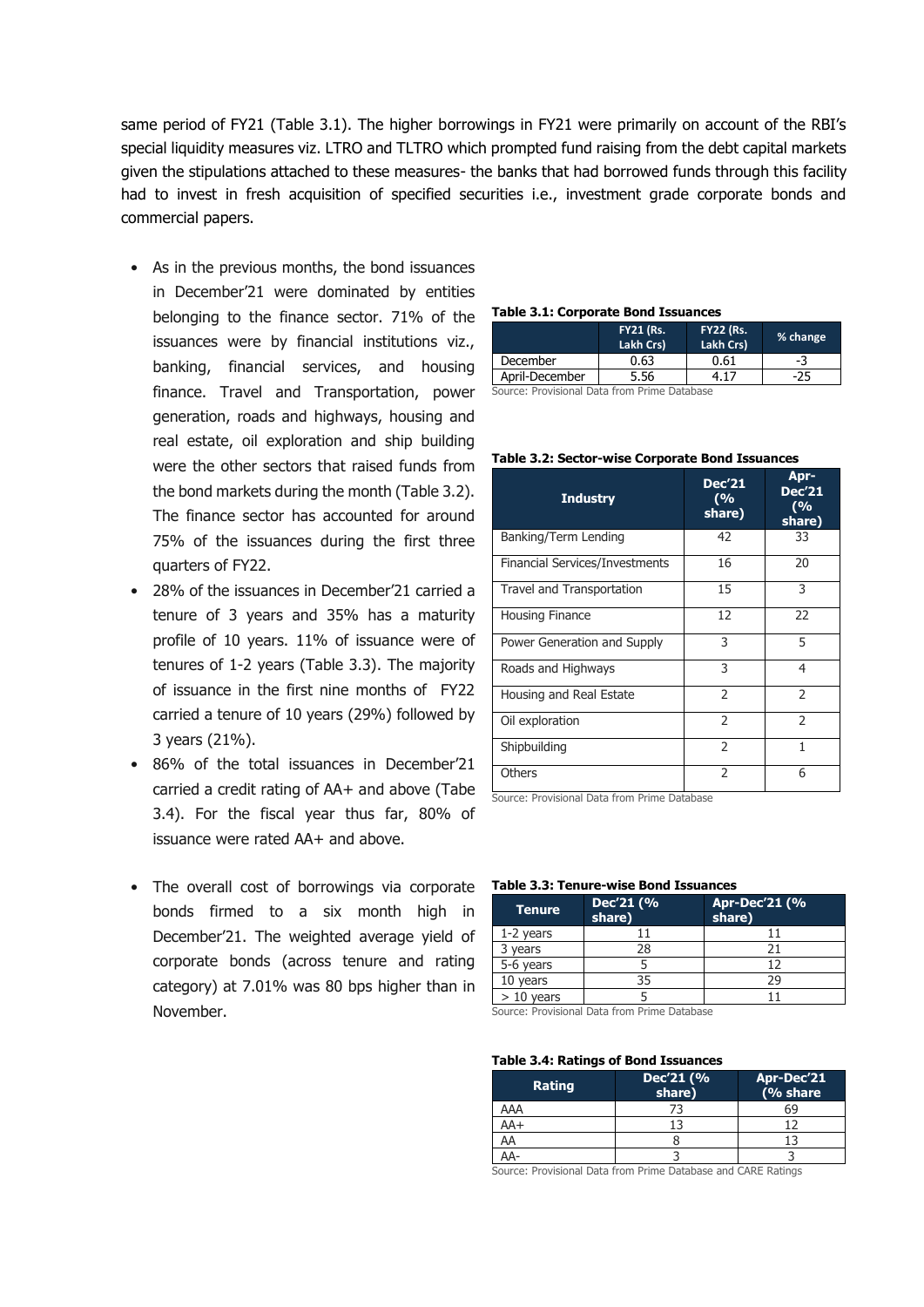same period of FY21 (Table 3.1). The higher borrowings in FY21 were primarily on account of the RBI's special liquidity measures viz. LTRO and TLTRO which prompted fund raising from the debt capital markets given the stipulations attached to these measures- the banks that had borrowed funds through this facility had to invest in fresh acquisition of specified securities i.e., investment grade corporate bonds and commercial papers.

- As in the previous months, the bond issuances in December'21 were dominated by entities belonging to the finance sector. 71% of the issuances were by financial institutions viz., banking, financial services, and housing finance. Travel and Transportation, power generation, roads and highways, housing and real estate, oil exploration and ship building were the other sectors that raised funds from the bond markets during the month (Table 3.2). The finance sector has accounted for around 75% of the issuances during the first three quarters of FY22.
- 28% of the issuances in December'21 carried a tenure of 3 years and 35% has a maturity profile of 10 years. 11% of issuance were of tenures of 1-2 years (Table 3.3). The majority of issuance in the first nine months of FY22 carried a tenure of 10 years (29%) followed by 3 years (21%).
- 86% of the total issuances in December'21 carried a credit rating of AA+ and above (Tabe 3.4). For the fiscal year thus far, 80% of issuance were rated AA+ and above.
- The overall cost of borrowings via corporate bonds firmed to a six month high in December'21. The weighted average yield of corporate bonds (across tenure and rating category) at 7.01% was 80 bps higher than in November.

**Table 3.1: Corporate Bond Issuances**

| | FY21 (Rs. Lakh Crs) | FY22 (Rs. Lakh Crs) | % change |
|---|---|---|---|
| December | 0.63 | 0.61 | -3 |
| April-December | 5.56 | 4.17 | -25 |

Source: Provisional Data from Prime Database

**Table 3.2: Sector-wise Corporate Bond Issuances**

| Industry | Dec'21 (% share) | Apr-Dec'21 (% share) |
|---|---|---|
| Banking/Term Lending | 42 | 33 |
| Financial Services/Investments | 16 | 20 |
| Travel and Transportation | 15 | 3 |
| Housing Finance | 12 | 22 |
| Power Generation and Supply | 3 | 5 |
| Roads and Highways | 3 | 4 |
| Housing and Real Estate | 2 | 2 |
| Oil exploration | 2 | 2 |
| Shipbuilding | 2 | 1 |
| Others | 2 | 6 |

Source: Provisional Data from Prime Database

**Table 3.3: Tenure-wise Bond Issuances**

| Tenure | Dec'21 (% share) | Apr-Dec'21 (% share) |
|---|---|---|
| 1-2 years | 11 | 11 |
| 3 years | 28 | 21 |
| 5-6 years | 5 | 12 |
| 10 years | 35 | 29 |
| > 10 years | 5 | 11 |

Source: Provisional Data from Prime Database

**Table 3.4: Ratings of Bond Issuances**

| Rating | Dec'21 (% share) | Apr-Dec'21 (% share |
|---|---|---|
| AAA | 73 | 69 |
| AA+ | 13 | 12 |
| AA | 8 | 13 |
| AA- | 3 | 3 |

Source: Provisional Data from Prime Database and CARE Ratings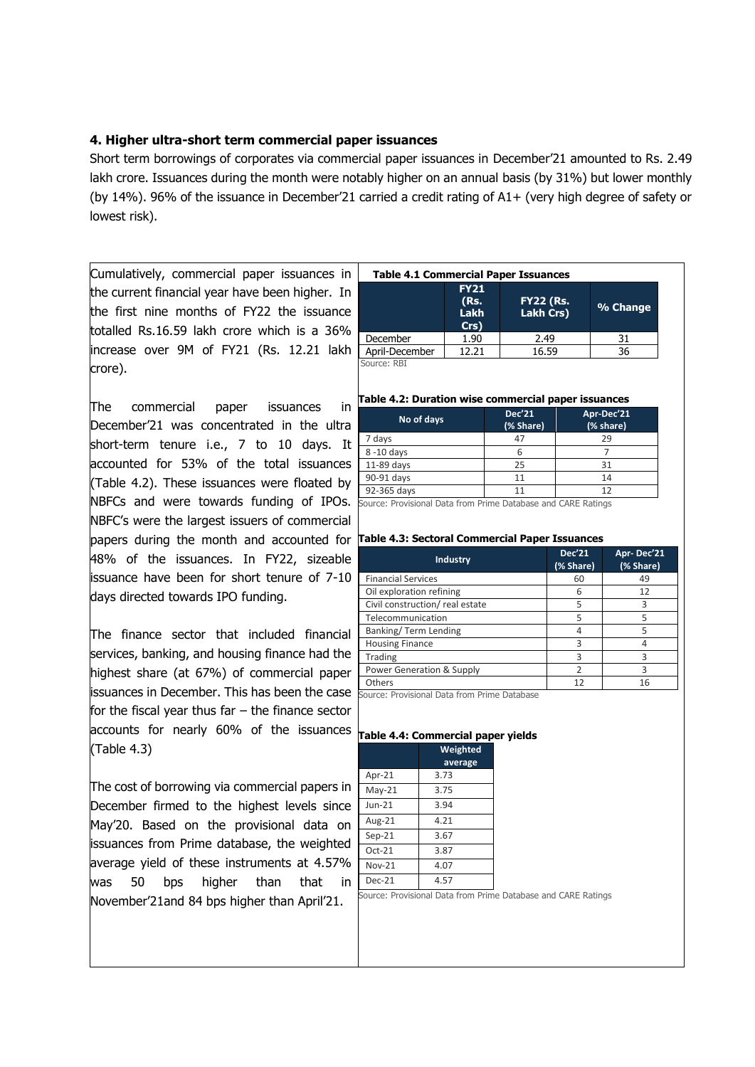## 4. Higher ultra-short term commercial paper issuances

Short term borrowings of corporates via commercial paper issuances in December'21 amounted to Rs. 2.49 lakh crore. Issuances during the month were notably higher on an annual basis (by 31%) but lower monthly (by 14%). 96% of the issuance in December'21 carried a credit rating of A1+ (very high degree of safety or lowest risk).

Cumulatively, commercial paper issuances in the current financial year have been higher. In the first nine months of FY22 the issuance totalled Rs.16.59 lakh crore which is a 36% increase over 9M of FY21 (Rs. 12.21 lakh crore).

The commercial paper issuances in December'21 was concentrated in the ultra short-term tenure i.e., 7 to 10 days. It accounted for 53% of the total issuances (Table 4.2). These issuances were floated by NBFCs and were towards funding of IPOs. NBFC's were the largest issuers of commercial papers during the month and accounted for 48% of the issuances. In FY22, sizeable issuance have been for short tenure of 7-10 days directed towards IPO funding.

The finance sector that included financial services, banking, and housing finance had the highest share (at 67%) of commercial paper issuances in December. This has been the case for the fiscal year thus far – the finance sector accounts for nearly 60% of the issuances (Table 4.3)

The cost of borrowing via commercial papers in December firmed to the highest levels since May'20. Based on the provisional data on issuances from Prime database, the weighted average yield of these instruments at 4.57% was 50 bps higher than that in November'21and 84 bps higher than April'21.

**Table 4.1 Commercial Paper Issuances**

| | FY21 (Rs. Lakh Crs) | FY22 (Rs. Lakh Crs) | % Change |
|---|---|---|---|
| December | 1.90 | 2.49 | 31 |
| April-December | 12.21 | 16.59 | 36 |

Source: RBI

**Table 4.2: Duration wise commercial paper issuances**

| No of days | Dec'21 (% Share) | Apr-Dec'21 (% share) |
|---|---|---|
| 7 days | 47 | 29 |
| 8 -10 days | 6 | 7 |
| 11-89 days | 25 | 31 |
| 90-91 days | 11 | 14 |
| 92-365 days | 11 | 12 |

Source: Provisional Data from Prime Database and CARE Ratings

**Table 4.3: Sectoral Commercial Paper Issuances**

| Industry | Dec'21 (% Share) | Apr- Dec'21 (% Share) |
|---|---|---|
| Financial Services | 60 | 49 |
| Oil exploration refining | 6 | 12 |
| Civil construction/ real estate | 5 | 3 |
| Telecommunication | 5 | 5 |
| Banking/ Term Lending | 4 | 5 |
| Housing Finance | 3 | 4 |
| Trading | 3 | 3 |
| Power Generation & Supply | 2 | 3 |
| Others | 12 | 16 |

Source: Provisional Data from Prime Database

**Table 4.4: Commercial paper yields**

| | Weighted average |
|---|---|
| Apr-21 | 3.73 |
| May-21 | 3.75 |
| Jun-21 | 3.94 |
| Aug-21 | 4.21 |
| Sep-21 | 3.67 |
| Oct-21 | 3.87 |
| Nov-21 | 4.07 |
| Dec-21 | 4.57 |

Source: Provisional Data from Prime Database and CARE Ratings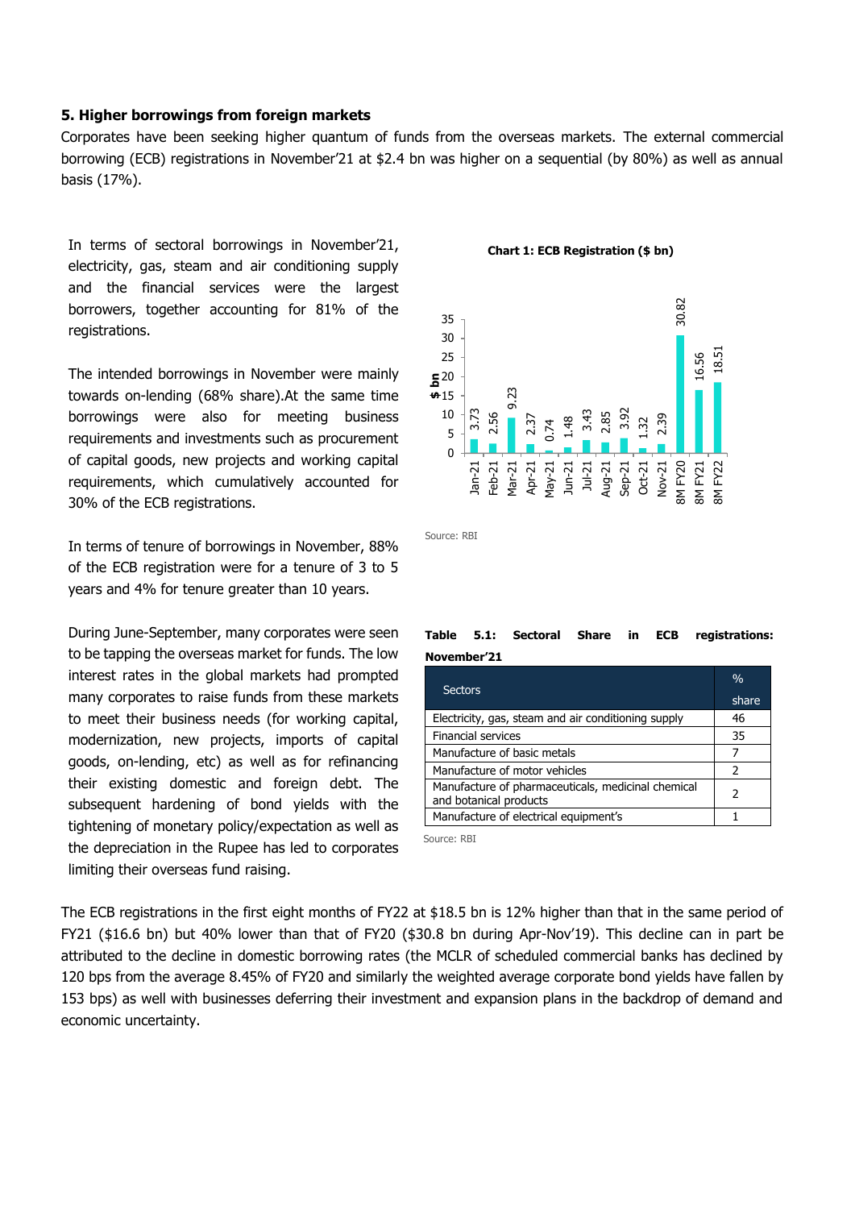## 5. Higher borrowings from foreign markets

Corporates have been seeking higher quantum of funds from the overseas markets. The external commercial borrowing (ECB) registrations in November'21 at $2.4 bn was higher on a sequential (by 80%) as well as annual basis (17%).

In terms of sectoral borrowings in November'21, electricity, gas, steam and air conditioning supply and the financial services were the largest borrowers, together accounting for 81% of the registrations.

The intended borrowings in November were mainly towards on-lending (68% share).At the same time borrowings were also for meeting business requirements and investments such as procurement of capital goods, new projects and working capital requirements, which cumulatively accounted for 30% of the ECB registrations.

In terms of tenure of borrowings in November, 88% of the ECB registration were for a tenure of 3 to 5 years and 4% for tenure greater than 10 years.

During June-September, many corporates were seen to be tapping the overseas market for funds. The low interest rates in the global markets had prompted many corporates to raise funds from these markets to meet their business needs (for working capital, modernization, new projects, imports of capital goods, on-lending, etc) as well as for refinancing their existing domestic and foreign debt. The subsequent hardening of bond yields with the tightening of monetary policy/expectation as well as the depreciation in the Rupee has led to corporates limiting their overseas fund raising.

**Chart 1: ECB Registration ($ bn)**

| Period | $ bn |
|---|---|
| Jan-21 | 3.73 |
| Feb-21 | 2.56 |
| Mar-21 | 9.23 |
| Apr-21 | 2.37 |
| May-21 | 0.74 |
| Jun-21 | 1.48 |
| Jul-21 | 3.43 |
| Aug-21 | 2.85 |
| Sep-21 | 3.92 |
| Oct-21 | 1.32 |
| Nov-21 | 2.39 |
| 8M FY20 | 30.82 |
| 8M FY21 | 16.56 |
| 8M FY22 | 18.51 |

Source: RBI

**Table 5.1: Sectoral Share in ECB registrations: November'21**

| Sectors | % share |
|---|---|
| Electricity, gas, steam and air conditioning supply | 46 |
| Financial services | 35 |
| Manufacture of basic metals | 7 |
| Manufacture of motor vehicles | 2 |
| Manufacture of pharmaceuticals, medicinal chemical and botanical products | 2 |
| Manufacture of electrical equipment's | 1 |

Source: RBI

The ECB registrations in the first eight months of FY22 at $18.5 bn is 12% higher than that in the same period of FY21 ($16.6 bn) but 40% lower than that of FY20 ($30.8 bn during Apr-Nov'19). This decline can in part be attributed to the decline in domestic borrowing rates (the MCLR of scheduled commercial banks has declined by 120 bps from the average 8.45% of FY20 and similarly the weighted average corporate bond yields have fallen by 153 bps) as well with businesses deferring their investment and expansion plans in the backdrop of demand and economic uncertainty.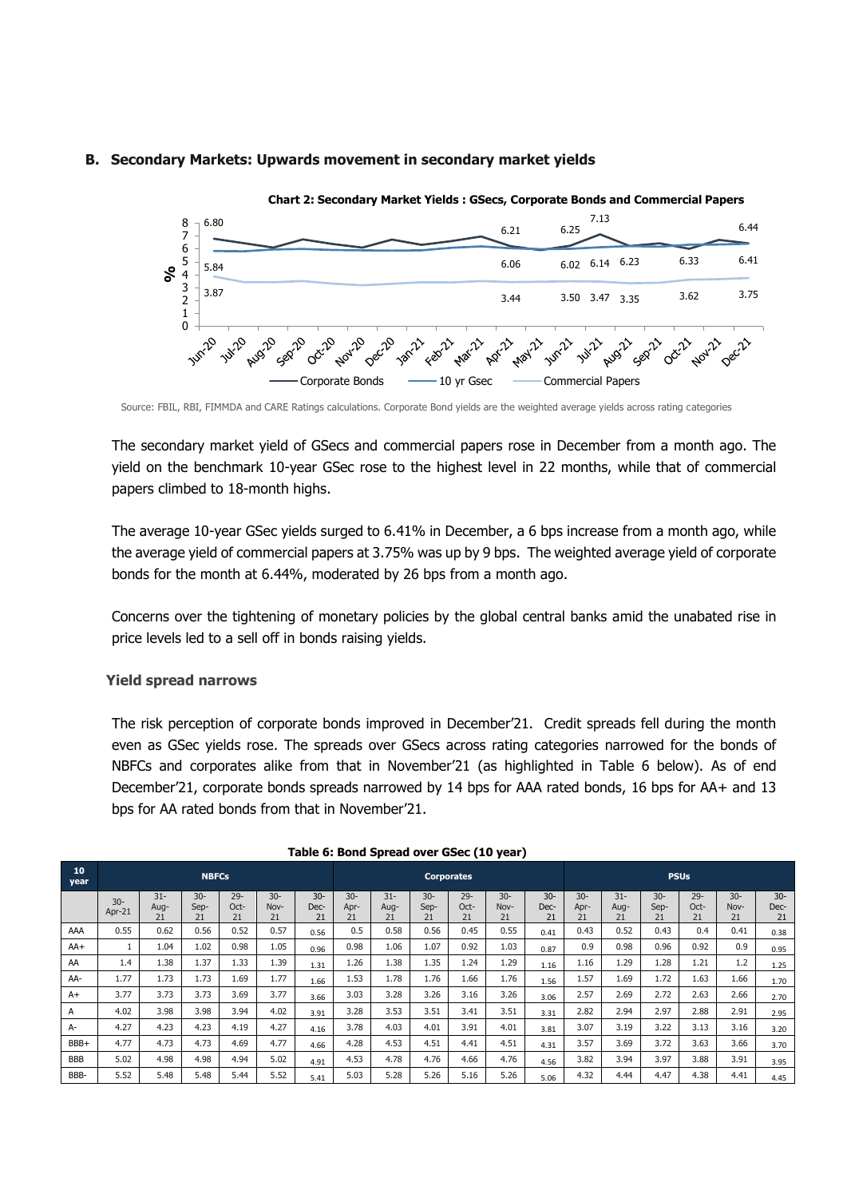## B. Secondary Markets: Upwards movement in secondary market yields

**Chart 2: Secondary Market Yields : GSecs, Corporate Bonds and Commercial Papers**

Source: FBIL, RBI, FIMMDA and CARE Ratings calculations. Corporate Bond yields are the weighted average yields across rating categories

The secondary market yield of GSecs and commercial papers rose in December from a month ago. The yield on the benchmark 10-year GSec rose to the highest level in 22 months, while that of commercial papers climbed to 18-month highs.

The average 10-year GSec yields surged to 6.41% in December, a 6 bps increase from a month ago, while the average yield of commercial papers at 3.75% was up by 9 bps. The weighted average yield of corporate bonds for the month at 6.44%, moderated by 26 bps from a month ago.

Concerns over the tightening of monetary policies by the global central banks amid the unabated rise in price levels led to a sell off in bonds raising yields.

### Yield spread narrows

The risk perception of corporate bonds improved in December'21. Credit spreads fell during the month even as GSec yields rose. The spreads over GSecs across rating categories narrowed for the bonds of NBFCs and corporates alike from that in November'21 (as highlighted in Table 6 below). As of end December'21, corporate bonds spreads narrowed by 14 bps for AAA rated bonds, 16 bps for AA+ and 13 bps for AA rated bonds from that in November'21.

**Table 6: Bond Spread over GSec (10 year)**

| 10 year | NBFCs | | | | | | Corporates | | | | | | PSUs | | | | | |
|---|---|---|---|---|---|---|---|---|---|---|---|---|---|---|---|---|---|---|
| | 30-Apr-21 | 31-Aug-21 | 30-Sep-21 | 29-Oct-21 | 30-Nov-21 | 30-Dec-21 | 30-Apr-21 | 31-Aug-21 | 30-Sep-21 | 29-Oct-21 | 30-Nov-21 | 30-Dec-21 | 30-Apr-21 | 31-Aug-21 | 30-Sep-21 | 29-Oct-21 | 30-Nov-21 | 30-Dec-21 |
| AAA | 0.55 | 0.62 | 0.56 | 0.52 | 0.57 | 0.56 | 0.5 | 0.58 | 0.56 | 0.45 | 0.55 | 0.41 | 0.43 | 0.52 | 0.43 | 0.4 | 0.41 | 0.38 |
| AA+ | 1 | 1.04 | 1.02 | 0.98 | 1.05 | 0.96 | 0.98 | 1.06 | 1.07 | 0.92 | 1.03 | 0.87 | 0.9 | 0.98 | 0.96 | 0.92 | 0.9 | 0.95 |
| AA | 1.4 | 1.38 | 1.37 | 1.33 | 1.39 | 1.31 | 1.26 | 1.38 | 1.35 | 1.24 | 1.29 | 1.16 | 1.16 | 1.29 | 1.28 | 1.21 | 1.2 | 1.25 |
| AA- | 1.77 | 1.73 | 1.73 | 1.69 | 1.77 | 1.66 | 1.53 | 1.78 | 1.76 | 1.66 | 1.76 | 1.56 | 1.57 | 1.69 | 1.72 | 1.63 | 1.66 | 1.70 |
| A+ | 3.77 | 3.73 | 3.73 | 3.69 | 3.77 | 3.66 | 3.03 | 3.28 | 3.26 | 3.16 | 3.26 | 3.06 | 2.57 | 2.69 | 2.72 | 2.63 | 2.66 | 2.70 |
| A | 4.02 | 3.98 | 3.98 | 3.94 | 4.02 | 3.91 | 3.28 | 3.53 | 3.51 | 3.41 | 3.51 | 3.31 | 2.82 | 2.94 | 2.97 | 2.88 | 2.91 | 2.95 |
| A- | 4.27 | 4.23 | 4.23 | 4.19 | 4.27 | 4.16 | 3.78 | 4.03 | 4.01 | 3.91 | 4.01 | 3.81 | 3.07 | 3.19 | 3.22 | 3.13 | 3.16 | 3.20 |
| BBB+ | 4.77 | 4.73 | 4.73 | 4.69 | 4.77 | 4.66 | 4.28 | 4.53 | 4.51 | 4.41 | 4.51 | 4.31 | 3.57 | 3.69 | 3.72 | 3.63 | 3.66 | 3.70 |
| BBB | 5.02 | 4.98 | 4.98 | 4.94 | 5.02 | 4.91 | 4.53 | 4.78 | 4.76 | 4.66 | 4.76 | 4.56 | 3.82 | 3.94 | 3.97 | 3.88 | 3.91 | 3.95 |
| BBB- | 5.52 | 5.48 | 5.48 | 5.44 | 5.52 | 5.41 | 5.03 | 5.28 | 5.26 | 5.16 | 5.26 | 5.06 | 4.32 | 4.44 | 4.47 | 4.38 | 4.41 | 4.45 |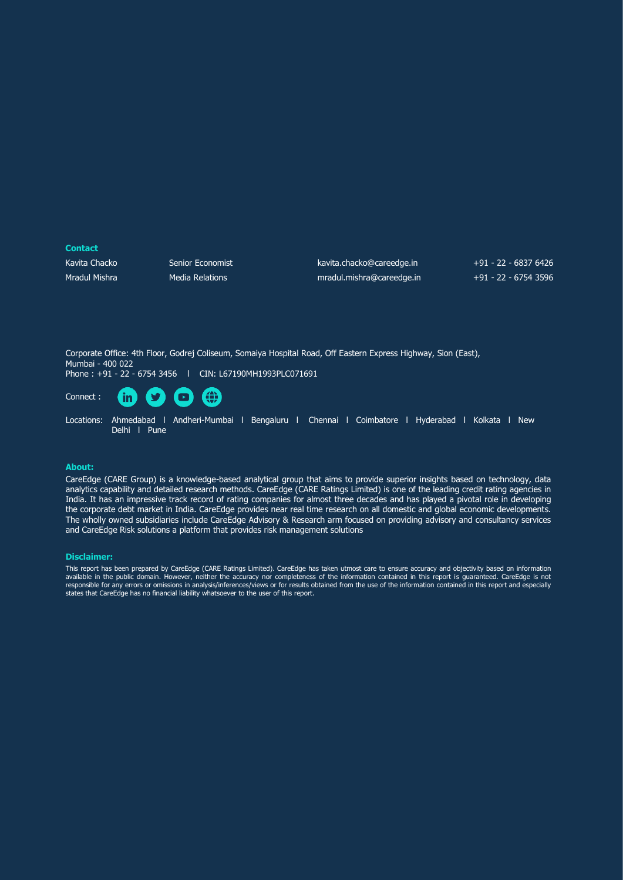**Contact**

| | | | |
|---|---|---|---|
| Kavita Chacko | Senior Economist | kavita.chacko@careedge.in | +91 - 22 - 6837 6426 |
| Mradul Mishra | Media Relations | mradul.mishra@careedge.in | +91 - 22 - 6754 3596 |

Corporate Office: 4th Floor, Godrej Coliseum, Somaiya Hospital Road, Off Eastern Express Highway, Sion (East), Mumbai - 400 022
Phone : +91 - 22 - 6754 3456 I CIN: L67190MH1993PLC071691

Connect :

Locations: Ahmedabad I Andheri-Mumbai I Bengaluru I Chennai I Coimbatore I Hyderabad I Kolkata I New Delhi I Pune

**About:**

CareEdge (CARE Group) is a knowledge-based analytical group that aims to provide superior insights based on technology, data analytics capability and detailed research methods. CareEdge (CARE Ratings Limited) is one of the leading credit rating agencies in India. It has an impressive track record of rating companies for almost three decades and has played a pivotal role in developing the corporate debt market in India. CareEdge provides near real time research on all domestic and global economic developments. The wholly owned subsidiaries include CareEdge Advisory & Research arm focused on providing advisory and consultancy services and CareEdge Risk solutions a platform that provides risk management solutions

**Disclaimer:**

This report has been prepared by CareEdge (CARE Ratings Limited). CareEdge has taken utmost care to ensure accuracy and objectivity based on information available in the public domain. However, neither the accuracy nor completeness of the information contained in this report is guaranteed. CareEdge is not responsible for any errors or omissions in analysis/inferences/views or for results obtained from the use of the information contained in this report and especially states that CareEdge has no financial liability whatsoever to the user of this report.